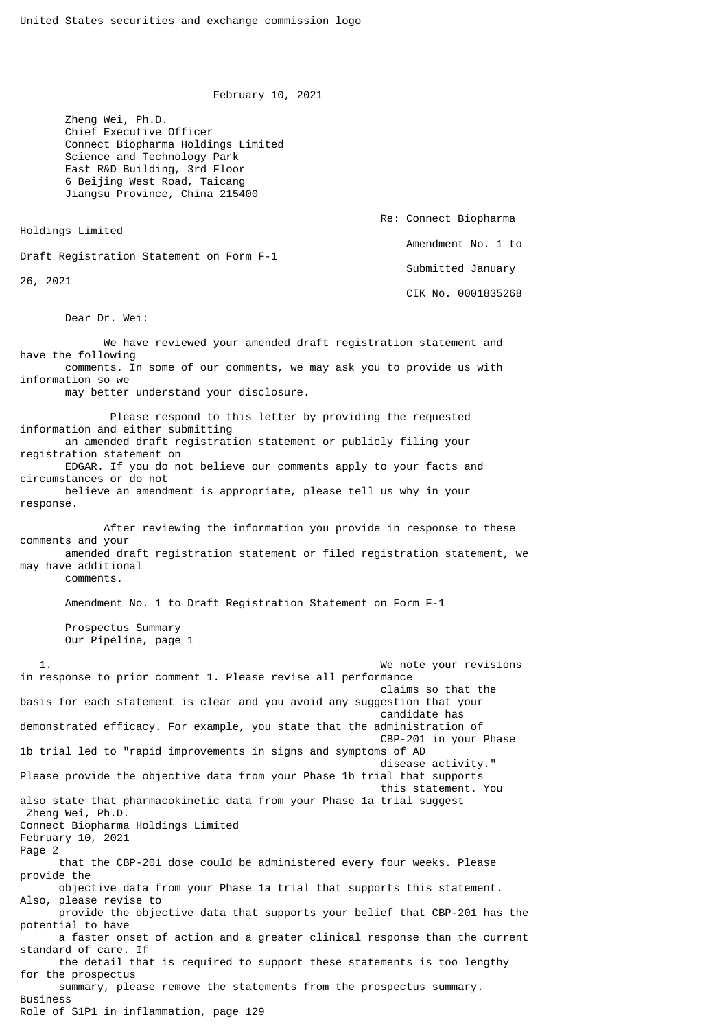United States securities and exchange commission logo

February 10, 2021

Zheng Wei, Ph.D.
Chief Executive Officer
Connect Biopharma Holdings Limited
Science and Technology Park
East R&D Building, 3rd Floor
6 Beijing West Road, Taicang
Jiangsu Province, China 215400

Re: Connect Biopharma Holdings Limited
Amendment No. 1 to Draft Registration Statement on Form F-1
Submitted January 26, 2021
CIK No. 0001835268

Dear Dr. Wei:

We have reviewed your amended draft registration statement and have the following comments. In some of our comments, we may ask you to provide us with information so we may better understand your disclosure.

Please respond to this letter by providing the requested information and either submitting an amended draft registration statement or publicly filing your registration statement on EDGAR. If you do not believe our comments apply to your facts and circumstances or do not believe an amendment is appropriate, please tell us why in your response.

After reviewing the information you provide in response to these comments and your amended draft registration statement or filed registration statement, we may have additional comments.

Amendment No. 1 to Draft Registration Statement on Form F-1

Prospectus Summary
Our Pipeline, page 1

1. We note your revisions in response to prior comment 1. Please revise all performance claims so that the basis for each statement is clear and you avoid any suggestion that your candidate has demonstrated efficacy. For example, you state that the administration of CBP-201 in your Phase 1b trial led to "rapid improvements in signs and symptoms of AD disease activity." Please provide the objective data from your Phase 1b trial that supports this statement. You also state that pharmacokinetic data from your Phase 1a trial suggest that the CBP-201 dose could be administered every four weeks. Please provide the objective data from your Phase 1a trial that supports this statement. Also, please revise to provide the objective data that supports your belief that CBP-201 has the potential to have a faster onset of action and a greater clinical response than the current standard of care. If the detail that is required to support these statements is too lengthy for the prospectus summary, please remove the statements from the prospectus summary.

Business
Role of S1P1 in inflammation, page 129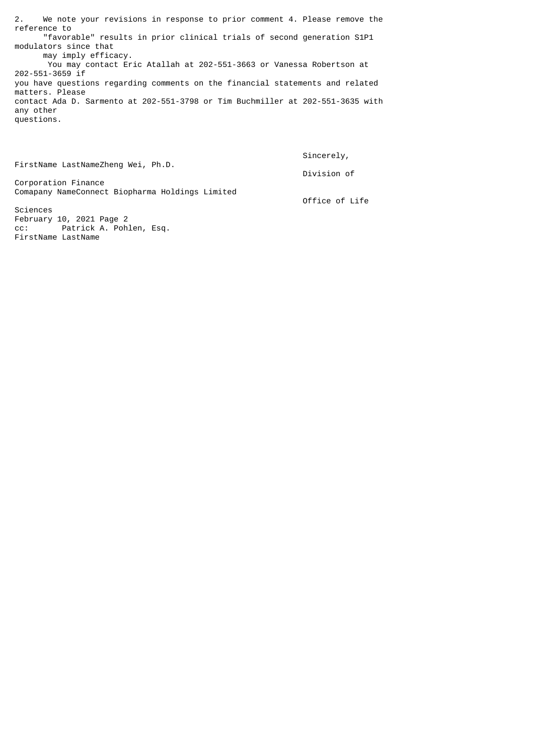2. We note your revisions in response to prior comment 4. Please remove the reference to "favorable" results in prior clinical trials of second generation S1P1 modulators since that may imply efficacy.

You may contact Eric Atallah at 202-551-3663 or Vanessa Robertson at 202-551-3659 if you have questions regarding comments on the financial statements and related matters. Please contact Ada D. Sarmento at 202-551-3798 or Tim Buchmiller at 202-551-3635 with any other questions.

Sincerely,

Division of Corporation Finance

Office of Life Sciences

FirstName LastNameZheng Wei, Ph.D.

Comapany NameConnect Biopharma Holdings Limited

February 10, 2021 Page 2

cc: Patrick A. Pohlen, Esq.

FirstName LastName